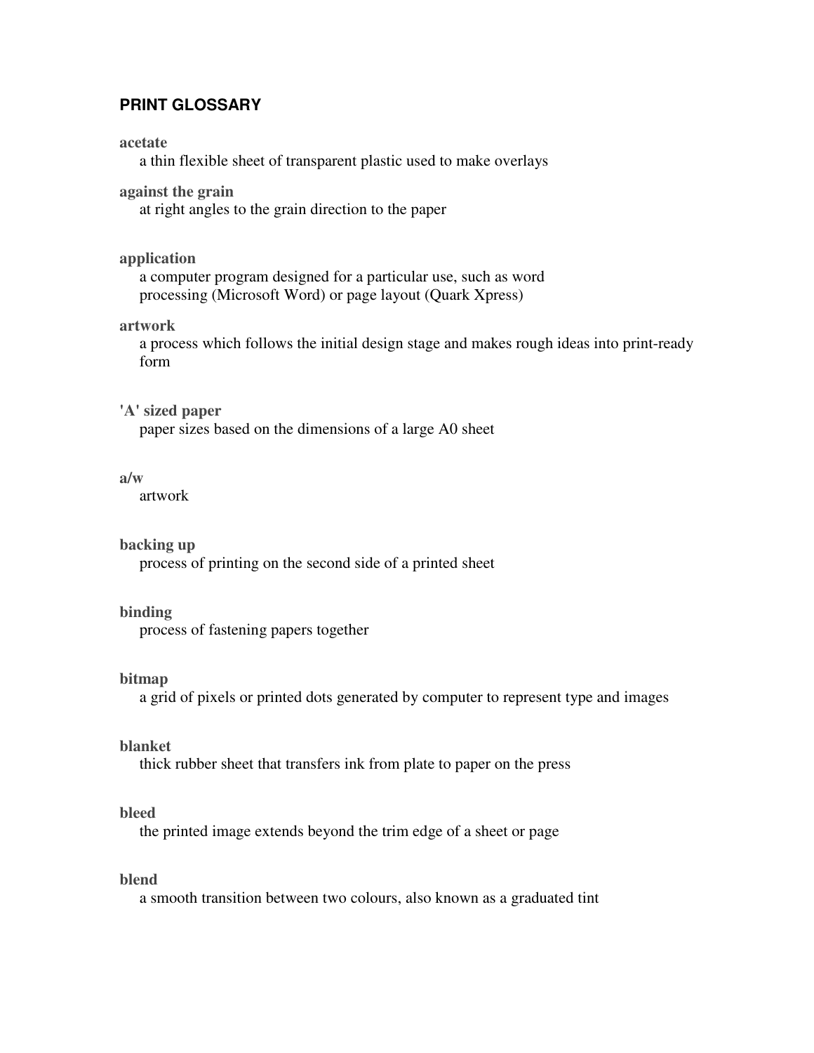# PRINT GLOSSARY

**acetate**
a thin flexible sheet of transparent plastic used to make overlays

**against the grain**
at right angles to the grain direction to the paper

**application**
a computer program designed for a particular use, such as word processing (Microsoft Word) or page layout (Quark Xpress)

**artwork**
a process which follows the initial design stage and makes rough ideas into print-ready form

**'A' sized paper**
paper sizes based on the dimensions of a large A0 sheet

**a/w**
artwork

**backing up**
process of printing on the second side of a printed sheet

**binding**
process of fastening papers together

**bitmap**
a grid of pixels or printed dots generated by computer to represent type and images

**blanket**
thick rubber sheet that transfers ink from plate to paper on the press

**bleed**
the printed image extends beyond the trim edge of a sheet or page

**blend**
a smooth transition between two colours, also known as a graduated tint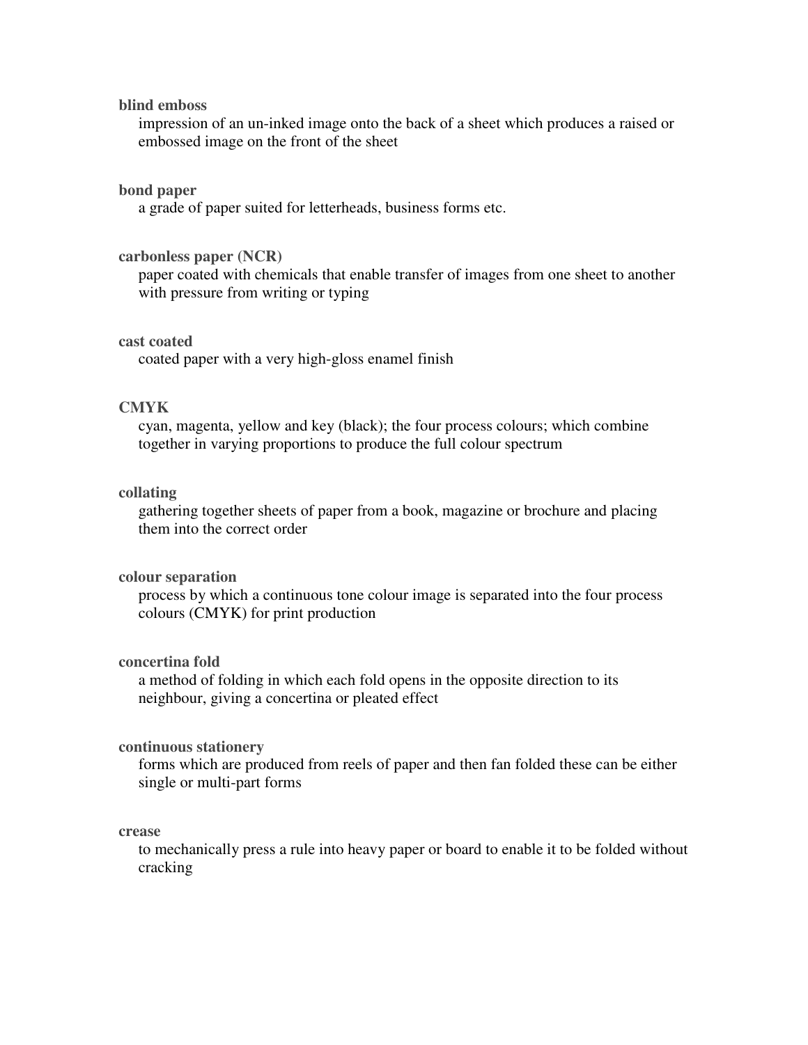**blind emboss**

impression of an un-inked image onto the back of a sheet which produces a raised or embossed image on the front of the sheet

**bond paper**

a grade of paper suited for letterheads, business forms etc.

**carbonless paper (NCR)**

paper coated with chemicals that enable transfer of images from one sheet to another with pressure from writing or typing

**cast coated**

coated paper with a very high-gloss enamel finish

**CMYK**

cyan, magenta, yellow and key (black); the four process colours; which combine together in varying proportions to produce the full colour spectrum

**collating**

gathering together sheets of paper from a book, magazine or brochure and placing them into the correct order

**colour separation**

process by which a continuous tone colour image is separated into the four process colours (CMYK) for print production

**concertina fold**

a method of folding in which each fold opens in the opposite direction to its neighbour, giving a concertina or pleated effect

**continuous stationery**

forms which are produced from reels of paper and then fan folded these can be either single or multi-part forms

**crease**

to mechanically press a rule into heavy paper or board to enable it to be folded without cracking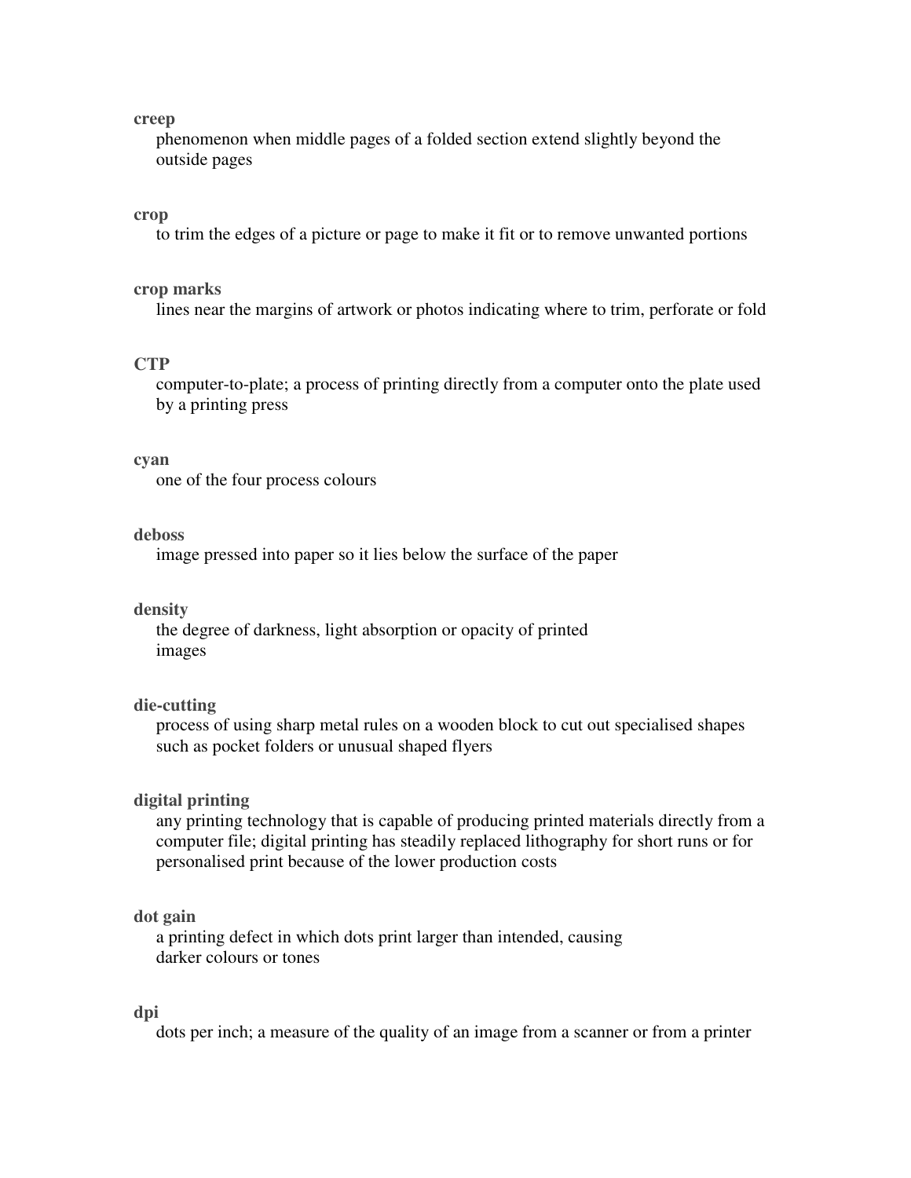**creep**

phenomenon when middle pages of a folded section extend slightly beyond the outside pages

**crop**

to trim the edges of a picture or page to make it fit or to remove unwanted portions

**crop marks**

lines near the margins of artwork or photos indicating where to trim, perforate or fold

**CTP**

computer-to-plate; a process of printing directly from a computer onto the plate used by a printing press

**cyan**

one of the four process colours

**deboss**

image pressed into paper so it lies below the surface of the paper

**density**

the degree of darkness, light absorption or opacity of printed images

**die-cutting**

process of using sharp metal rules on a wooden block to cut out specialised shapes such as pocket folders or unusual shaped flyers

**digital printing**

any printing technology that is capable of producing printed materials directly from a computer file; digital printing has steadily replaced lithography for short runs or for personalised print because of the lower production costs

**dot gain**

a printing defect in which dots print larger than intended, causing darker colours or tones

**dpi**

dots per inch; a measure of the quality of an image from a scanner or from a printer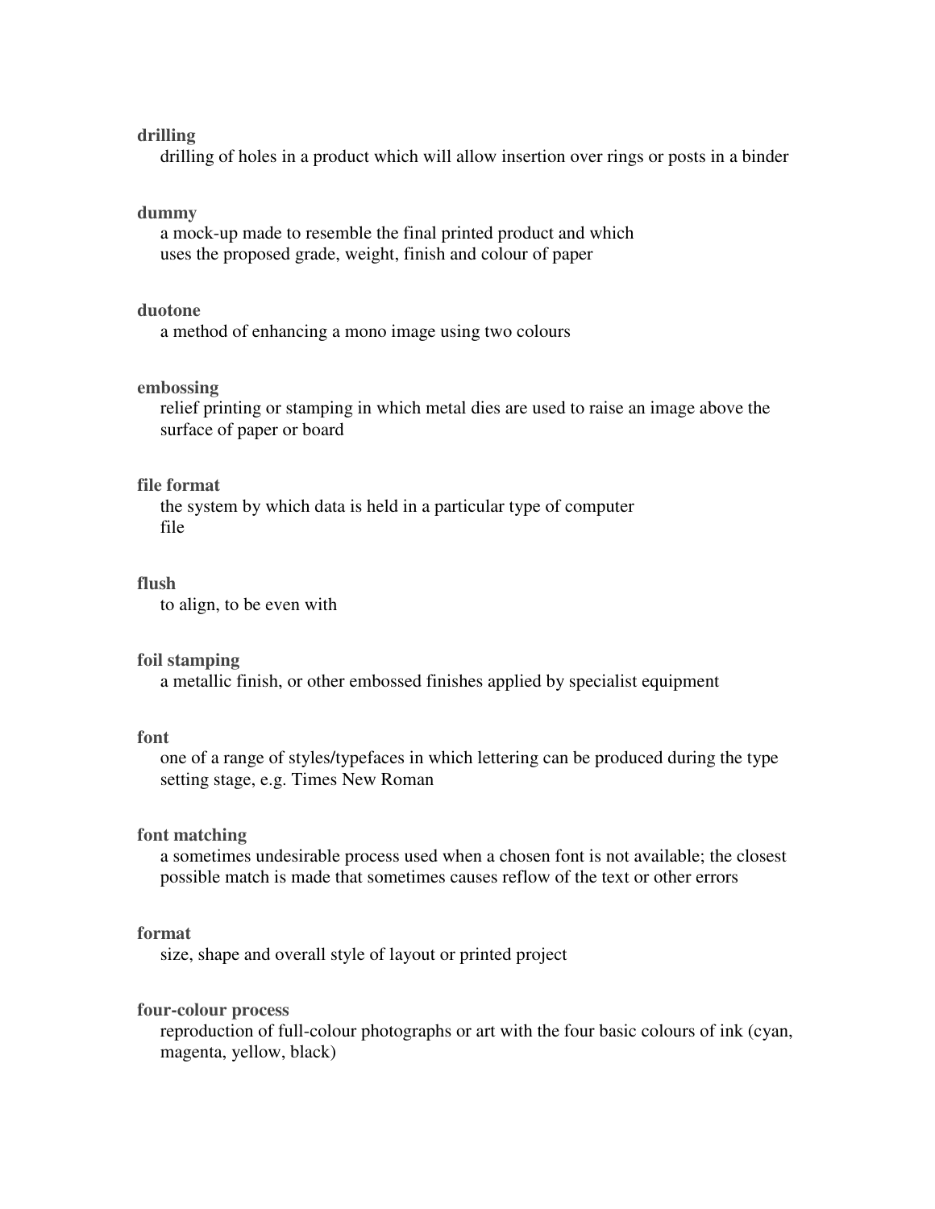**drilling**
drilling of holes in a product which will allow insertion over rings or posts in a binder

**dummy**
a mock-up made to resemble the final printed product and which uses the proposed grade, weight, finish and colour of paper

**duotone**
a method of enhancing a mono image using two colours

**embossing**
relief printing or stamping in which metal dies are used to raise an image above the surface of paper or board

**file format**
the system by which data is held in a particular type of computer file

**flush**
to align, to be even with

**foil stamping**
a metallic finish, or other embossed finishes applied by specialist equipment

**font**
one of a range of styles/typefaces in which lettering can be produced during the type setting stage, e.g. Times New Roman

**font matching**
a sometimes undesirable process used when a chosen font is not available; the closest possible match is made that sometimes causes reflow of the text or other errors

**format**
size, shape and overall style of layout or printed project

**four-colour process**
reproduction of full-colour photographs or art with the four basic colours of ink (cyan, magenta, yellow, black)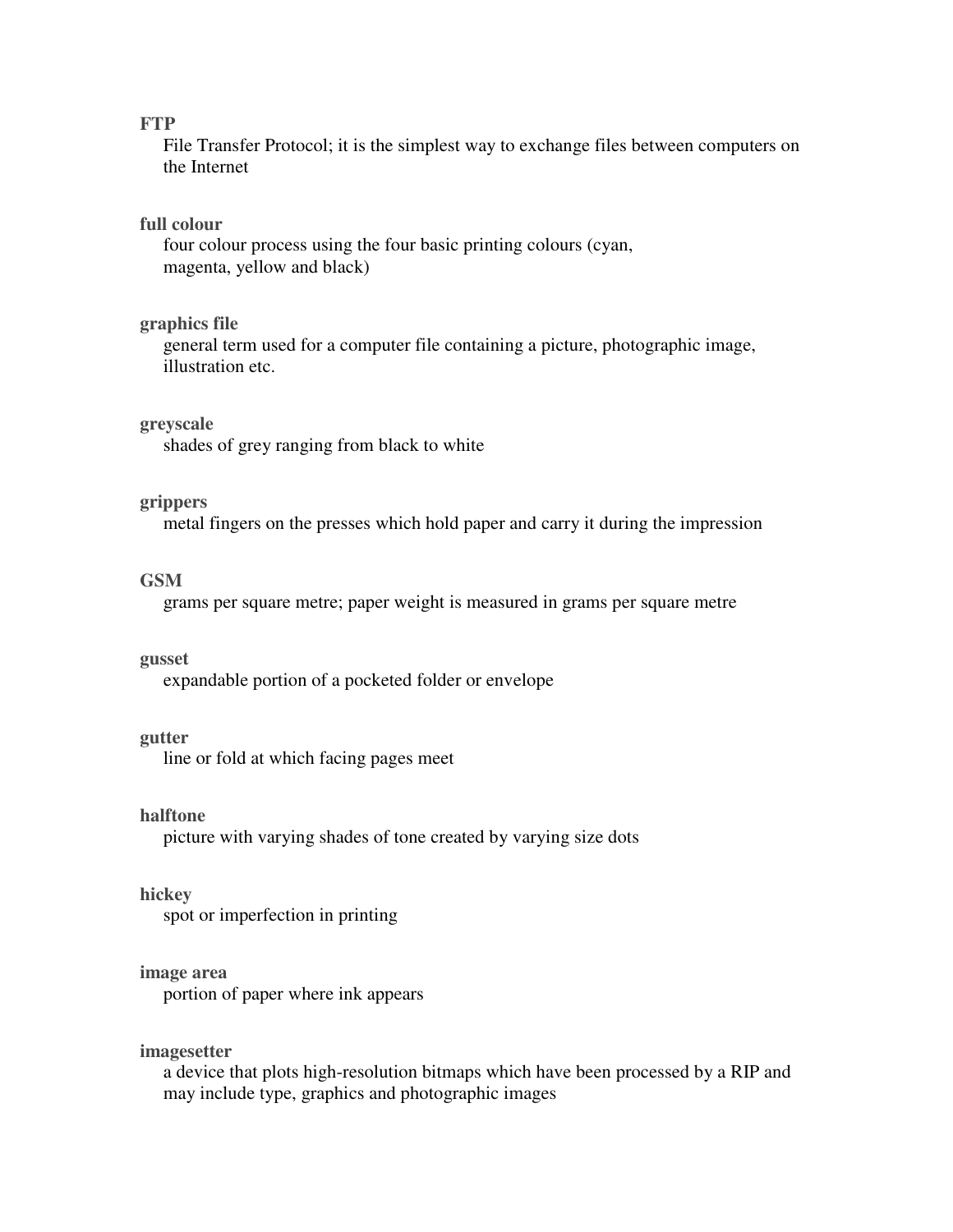**FTP**
File Transfer Protocol; it is the simplest way to exchange files between computers on the Internet

**full colour**
four colour process using the four basic printing colours (cyan, magenta, yellow and black)

**graphics file**
general term used for a computer file containing a picture, photographic image, illustration etc.

**greyscale**
shades of grey ranging from black to white

**grippers**
metal fingers on the presses which hold paper and carry it during the impression

**GSM**
grams per square metre; paper weight is measured in grams per square metre

**gusset**
expandable portion of a pocketed folder or envelope

**gutter**
line or fold at which facing pages meet

**halftone**
picture with varying shades of tone created by varying size dots

**hickey**
spot or imperfection in printing

**image area**
portion of paper where ink appears

**imagesetter**
a device that plots high-resolution bitmaps which have been processed by a RIP and may include type, graphics and photographic images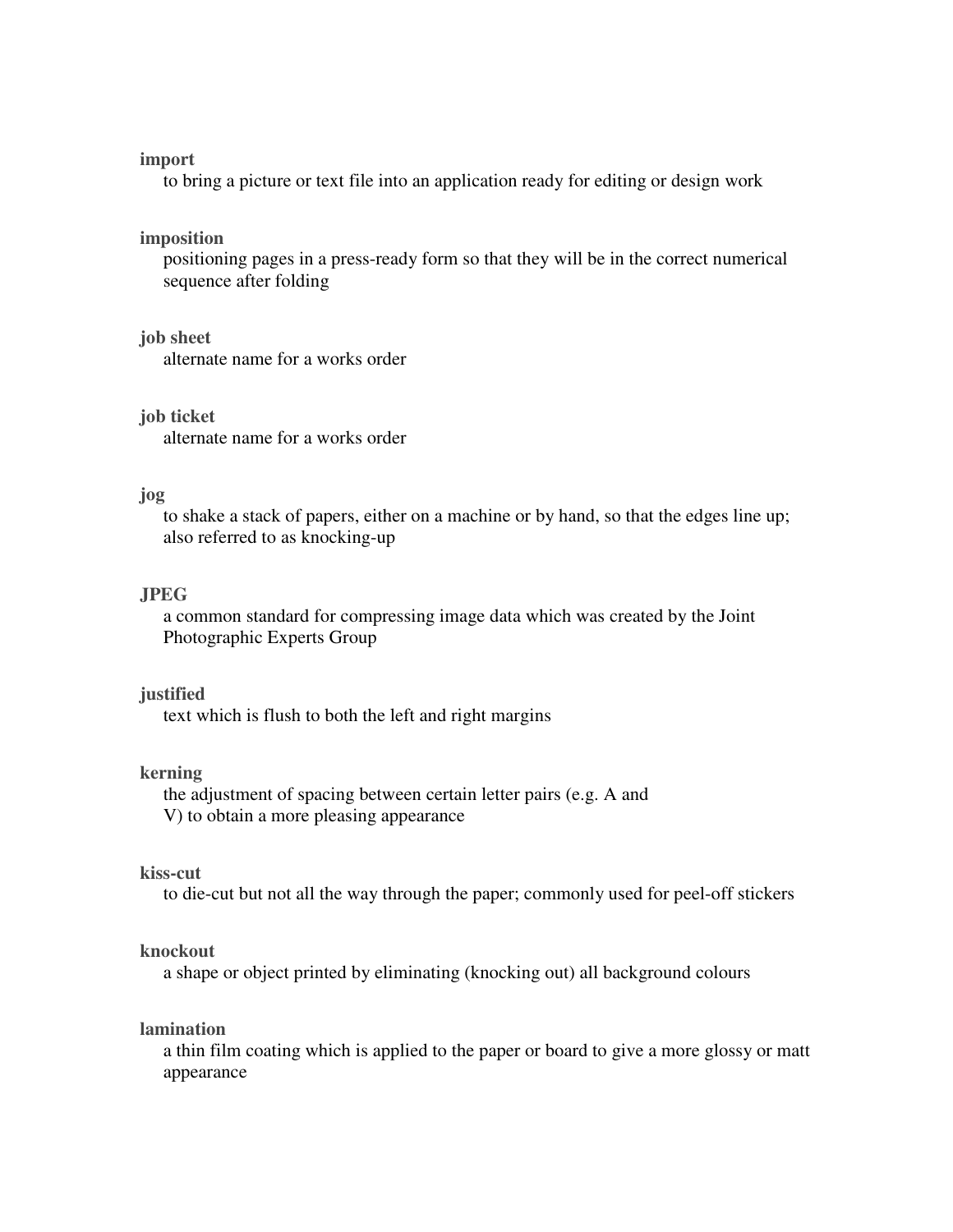**import**
: to bring a picture or text file into an application ready for editing or design work

**imposition**
: positioning pages in a press-ready form so that they will be in the correct numerical sequence after folding

**job sheet**
: alternate name for a works order

**job ticket**
: alternate name for a works order

**jog**
: to shake a stack of papers, either on a machine or by hand, so that the edges line up; also referred to as knocking-up

**JPEG**
: a common standard for compressing image data which was created by the Joint Photographic Experts Group

**justified**
: text which is flush to both the left and right margins

**kerning**
: the adjustment of spacing between certain letter pairs (e.g. A and V) to obtain a more pleasing appearance

**kiss-cut**
: to die-cut but not all the way through the paper; commonly used for peel-off stickers

**knockout**
: a shape or object printed by eliminating (knocking out) all background colours

**lamination**
: a thin film coating which is applied to the paper or board to give a more glossy or matt appearance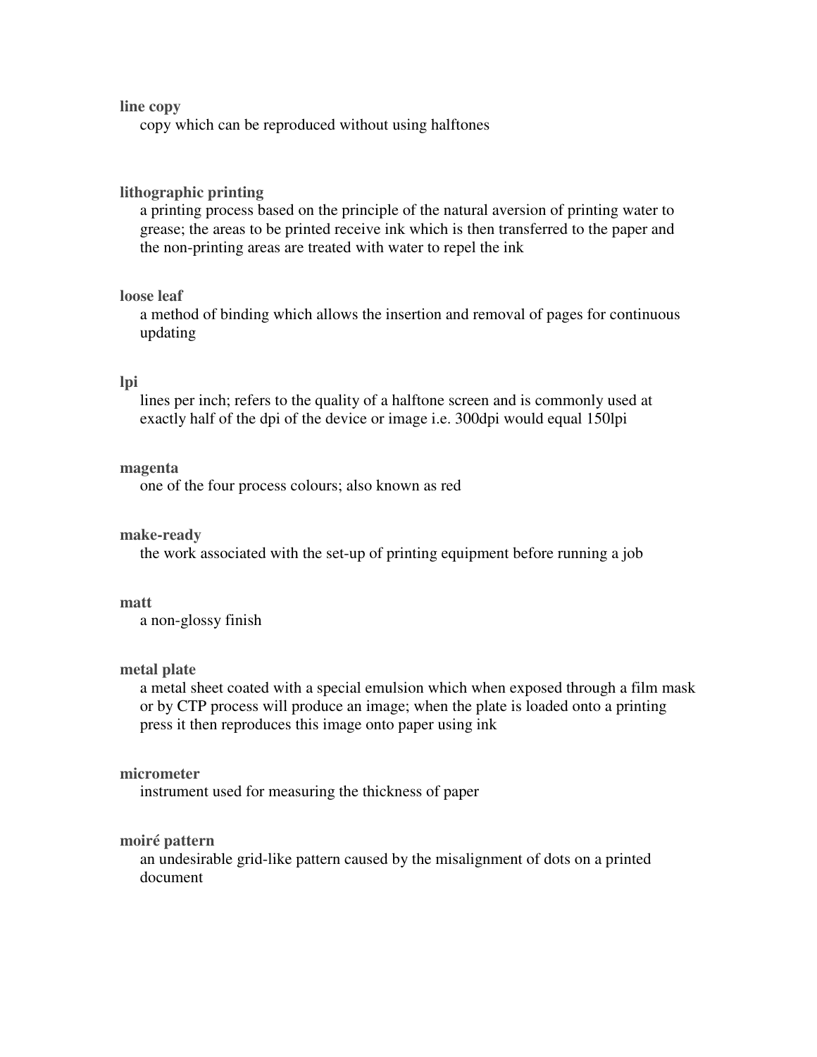**line copy**
copy which can be reproduced without using halftones

**lithographic printing**
a printing process based on the principle of the natural aversion of printing water to grease; the areas to be printed receive ink which is then transferred to the paper and the non-printing areas are treated with water to repel the ink

**loose leaf**
a method of binding which allows the insertion and removal of pages for continuous updating

**lpi**
lines per inch; refers to the quality of a halftone screen and is commonly used at exactly half of the dpi of the device or image i.e. 300dpi would equal 150lpi

**magenta**
one of the four process colours; also known as red

**make-ready**
the work associated with the set-up of printing equipment before running a job

**matt**
a non-glossy finish

**metal plate**
a metal sheet coated with a special emulsion which when exposed through a film mask or by CTP process will produce an image; when the plate is loaded onto a printing press it then reproduces this image onto paper using ink

**micrometer**
instrument used for measuring the thickness of paper

**moiré pattern**
an undesirable grid-like pattern caused by the misalignment of dots on a printed document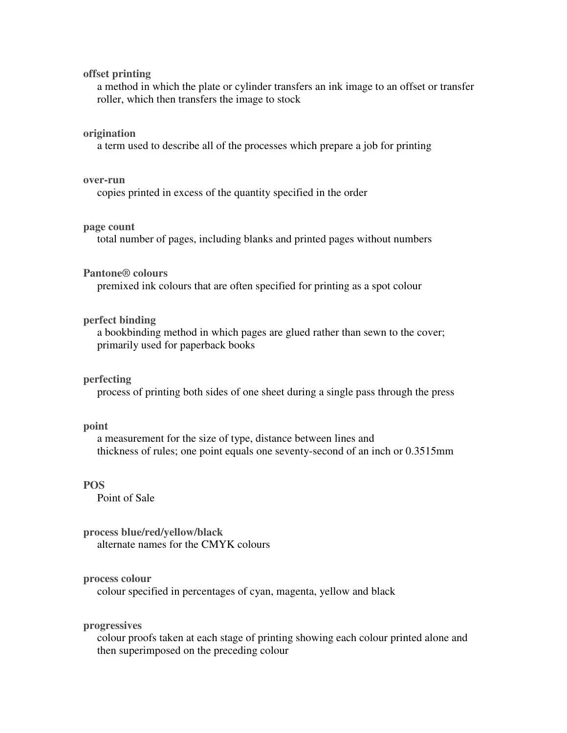**offset printing**

a method in which the plate or cylinder transfers an ink image to an offset or transfer roller, which then transfers the image to stock

**origination**

a term used to describe all of the processes which prepare a job for printing

**over-run**

copies printed in excess of the quantity specified in the order

**page count**

total number of pages, including blanks and printed pages without numbers

**Pantone® colours**

premixed ink colours that are often specified for printing as a spot colour

**perfect binding**

a bookbinding method in which pages are glued rather than sewn to the cover; primarily used for paperback books

**perfecting**

process of printing both sides of one sheet during a single pass through the press

**point**

a measurement for the size of type, distance between lines and thickness of rules; one point equals one seventy-second of an inch or 0.3515mm

**POS**

Point of Sale

**process blue/red/yellow/black**

alternate names for the CMYK colours

**process colour**

colour specified in percentages of cyan, magenta, yellow and black

**progressives**

colour proofs taken at each stage of printing showing each colour printed alone and then superimposed on the preceding colour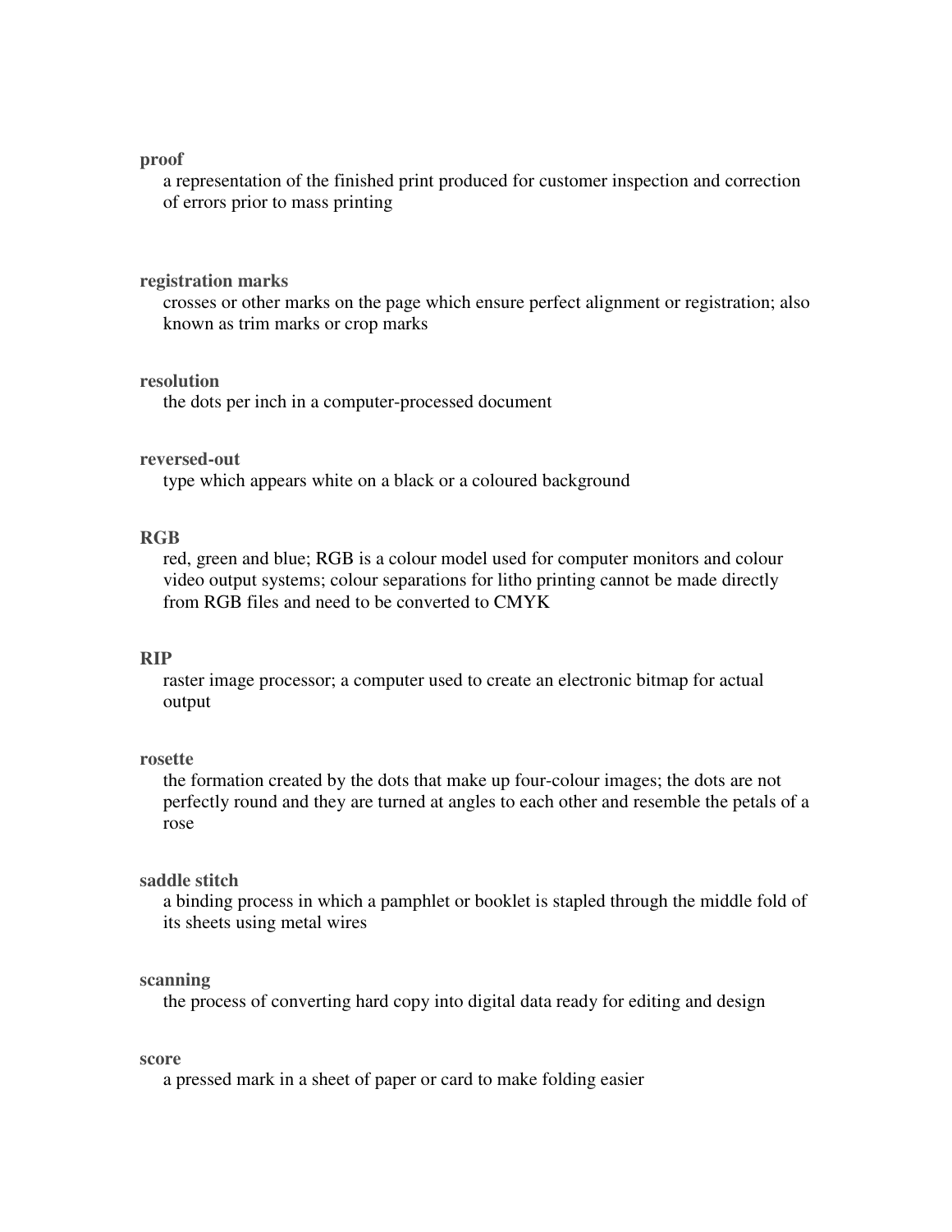**proof**
a representation of the finished print produced for customer inspection and correction of errors prior to mass printing

**registration marks**
crosses or other marks on the page which ensure perfect alignment or registration; also known as trim marks or crop marks

**resolution**
the dots per inch in a computer-processed document

**reversed-out**
type which appears white on a black or a coloured background

**RGB**
red, green and blue; RGB is a colour model used for computer monitors and colour video output systems; colour separations for litho printing cannot be made directly from RGB files and need to be converted to CMYK

**RIP**
raster image processor; a computer used to create an electronic bitmap for actual output

**rosette**
the formation created by the dots that make up four-colour images; the dots are not perfectly round and they are turned at angles to each other and resemble the petals of a rose

**saddle stitch**
a binding process in which a pamphlet or booklet is stapled through the middle fold of its sheets using metal wires

**scanning**
the process of converting hard copy into digital data ready for editing and design

**score**
a pressed mark in a sheet of paper or card to make folding easier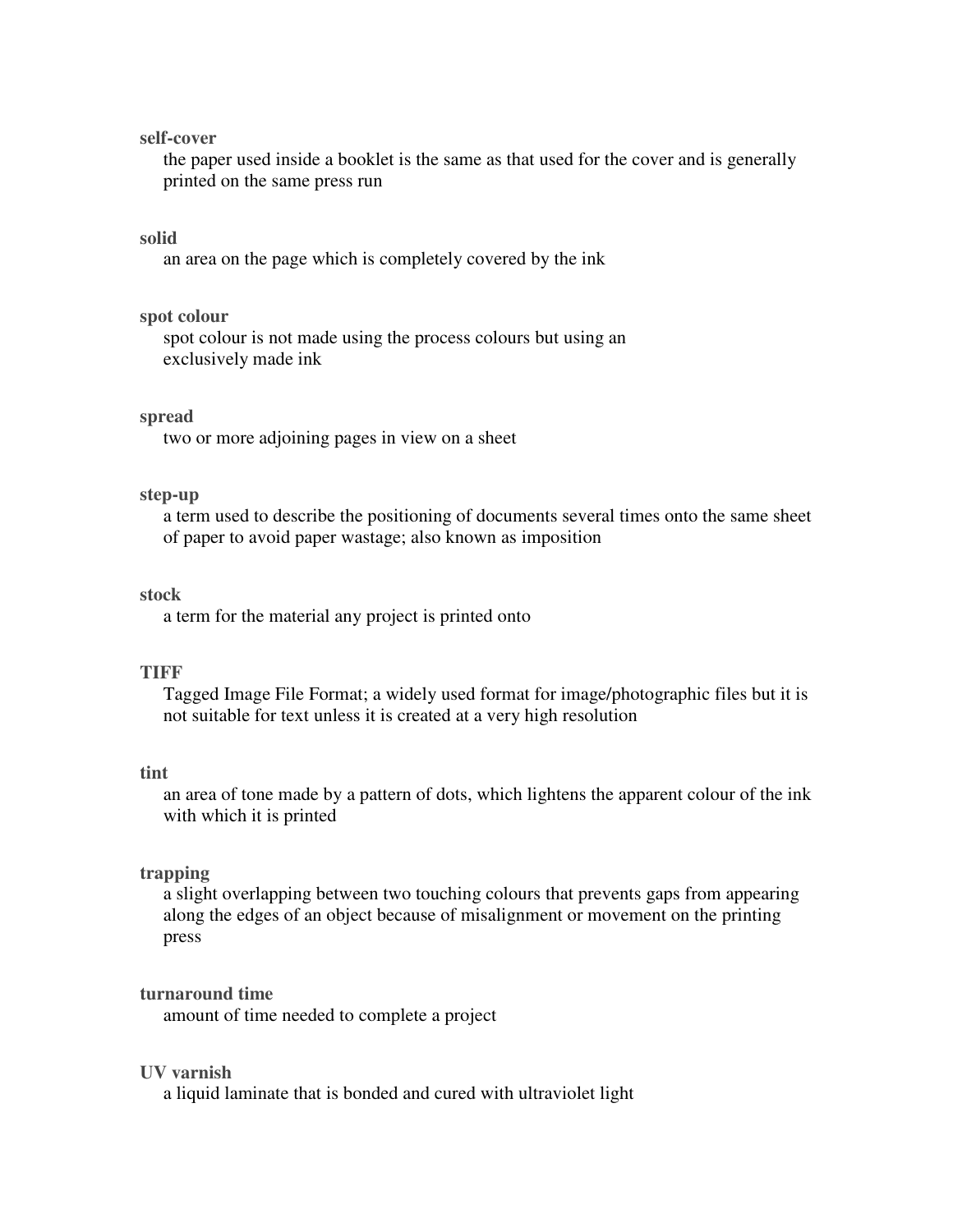**self-cover**
: the paper used inside a booklet is the same as that used for the cover and is generally printed on the same press run

**solid**
: an area on the page which is completely covered by the ink

**spot colour**
: spot colour is not made using the process colours but using an exclusively made ink

**spread**
: two or more adjoining pages in view on a sheet

**step-up**
: a term used to describe the positioning of documents several times onto the same sheet of paper to avoid paper wastage; also known as imposition

**stock**
: a term for the material any project is printed onto

**TIFF**
: Tagged Image File Format; a widely used format for image/photographic files but it is not suitable for text unless it is created at a very high resolution

**tint**
: an area of tone made by a pattern of dots, which lightens the apparent colour of the ink with which it is printed

**trapping**
: a slight overlapping between two touching colours that prevents gaps from appearing along the edges of an object because of misalignment or movement on the printing press

**turnaround time**
: amount of time needed to complete a project

**UV varnish**
: a liquid laminate that is bonded and cured with ultraviolet light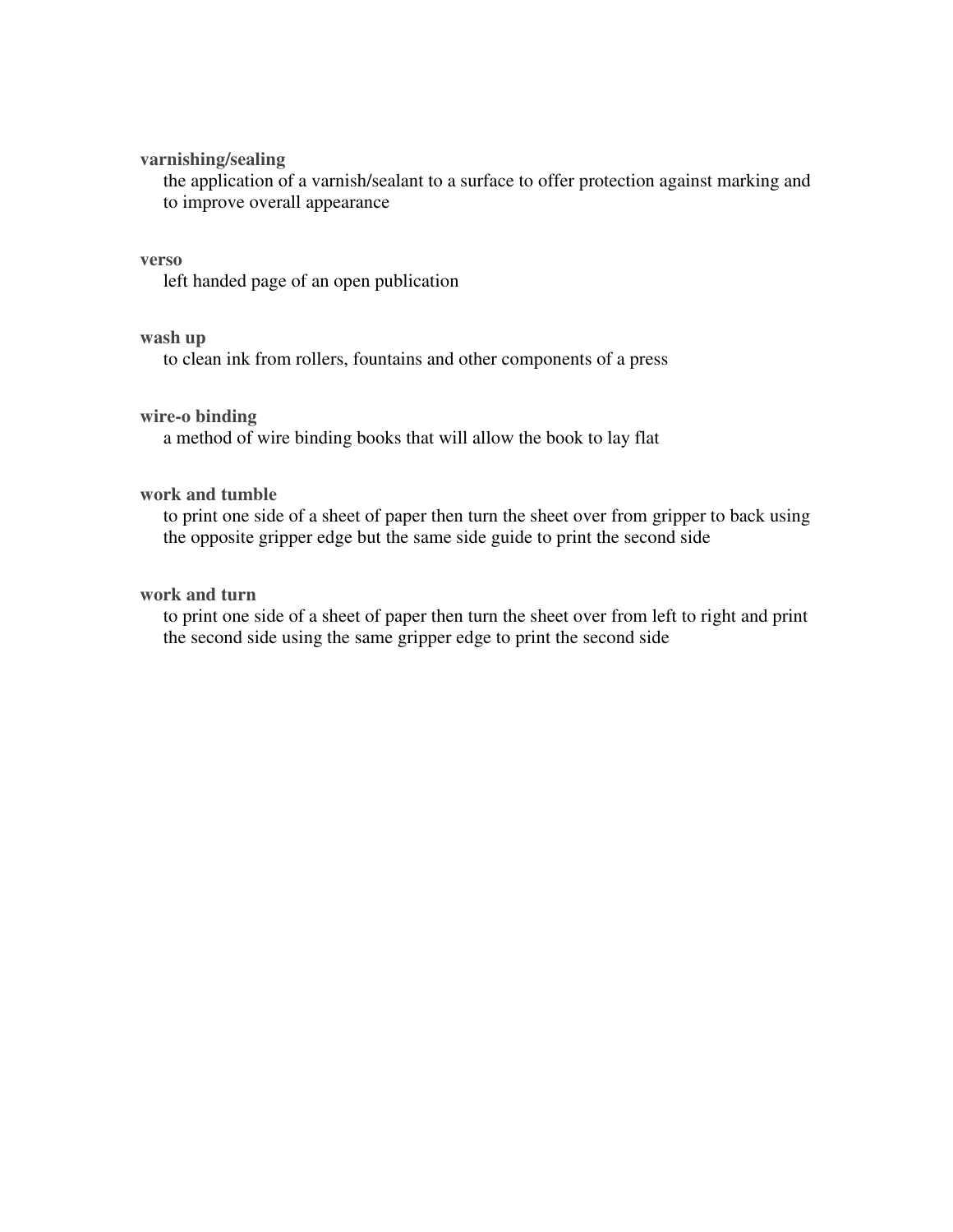**varnishing/sealing**
the application of a varnish/sealant to a surface to offer protection against marking and to improve overall appearance

**verso**
left handed page of an open publication

**wash up**
to clean ink from rollers, fountains and other components of a press

**wire-o binding**
a method of wire binding books that will allow the book to lay flat

**work and tumble**
to print one side of a sheet of paper then turn the sheet over from gripper to back using the opposite gripper edge but the same side guide to print the second side

**work and turn**
to print one side of a sheet of paper then turn the sheet over from left to right and print the second side using the same gripper edge to print the second side